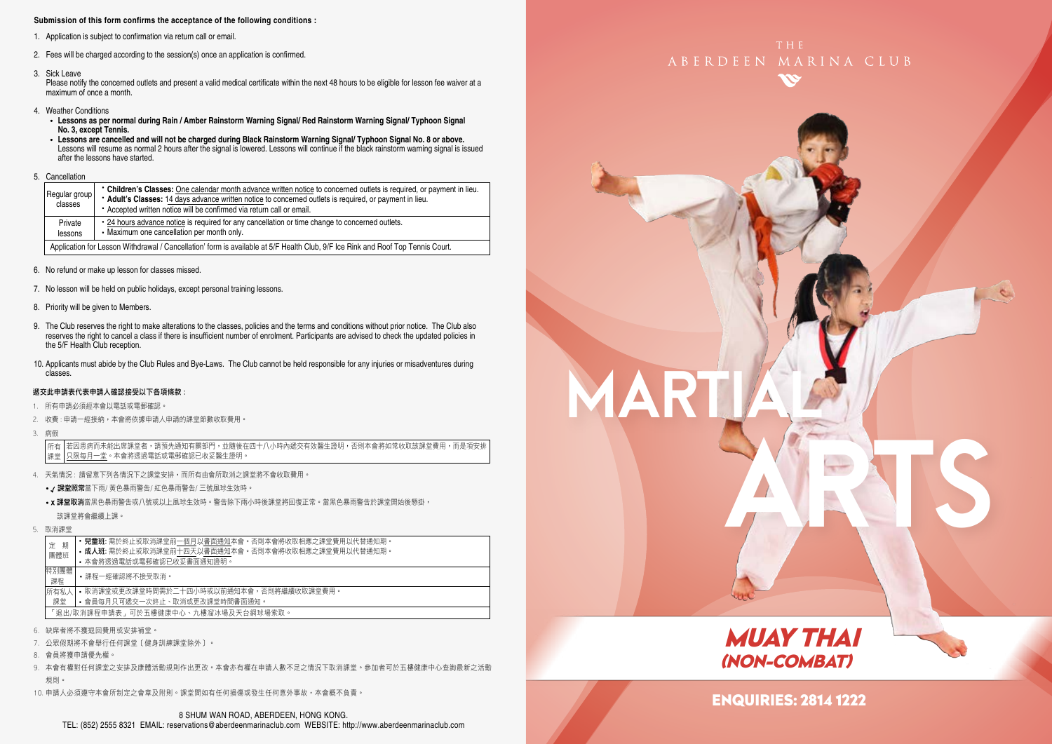**Submission of this form confirms the acceptance of the following conditions :**

1. Application is subject to confirmation via return call or email.
2. Fees will be charged according to the session(s) once an application is confirmed.
3. Sick Leave
   Please notify the concerned outlets and present a valid medical certificate within the next 48 hours to be eligible for lesson fee waiver at a maximum of once a month.
4. Weather Conditions
   - **Lessons as per normal during Rain / Amber Rainstorm Warning Signal/ Red Rainstorm Warning Signal/ Typhoon Signal No. 3, except Tennis.**
   - **Lessons are cancelled and will not be charged during Black Rainstorm Warning Signal/ Typhoon Signal No. 8 or above.** Lessons will resume as normal 2 hours after the signal is lowered. Lessons will continue if the black rainstorm warning signal is issued after the lessons have started.
5. Cancellation

| | |
|---|---|
| Regular group classes | • **Children's Classes:** One calendar month advance written notice to concerned outlets is required, or payment in lieu.<br>• **Adult's Classes:** 14 days advance written notice to concerned outlets is required, or payment in lieu.<br>• Accepted written notice will be confirmed via return call or email. |
| Private lessons | • 24 hours advance notice is required for any cancellation or time change to concerned outlets.<br>• Maximum one cancellation per month only. |
| Application for Lesson Withdrawal / Cancellation' form is available at 5/F Health Club, 9/F Ice Rink and Roof Top Tennis Court. | |

6. No refund or make up lesson for classes missed.
7. No lesson will be held on public holidays, except personal training lessons.
8. Priority will be given to Members.
9. The Club reserves the right to make alterations to the classes, policies and the terms and conditions without prior notice. The Club also reserves the right to cancel a class if there is insufficient number of enrolment. Participants are advised to check the updated policies in the 5/F Health Club reception.
10. Applicants must abide by the Club Rules and Bye-Laws. The Club cannot be held responsible for any injuries or misadventures during classes.

**遞交此申請表代表申請人確認接受以下各項條款：**

1. 所有申請必須經本會以電話或電郵確認。
2. 收費：申請一經接納，本會將依據申請人申請的課堂節數收取費用。
3. 病假

| | |
|---|---|
| 所有課堂 | 若因患病而未能出席課堂者，請預先通知有關部門，並隨後在四十八小時內遞交有效醫生證明，否則本會將如常收取該課堂費用，而是項安排只限每月一堂。本會將透過電話或電郵確認已收妥醫生證明。 |

4. 天氣情況：請留意下列各情況下之課堂安排，而所有由會所取消之課堂將不會收取費用。
   - ✓ **課堂照常**當下雨/ 黃色暴雨警告/ 紅色暴雨警告/ 三號風球生效時。
   - x **課堂取消**當黑色暴雨警告或八號或以上風球生效時。警告除下兩小時後課堂將回復正常。當黑色暴雨警告於課堂開始後懸掛，該課堂將會繼續上課。
5. 取消課堂

| | |
|---|---|
| 定期團體班 | • **兒童班:** 需於終止或取消課堂前一個月以書面通知本會。否則本會將收取相應之課堂費用以代替通知期。<br>• **成人班:** 需於終止或取消課堂前十四天以書面通知本會。否則本會將收取相應之課堂費用以代替通知期。<br>• 本會將透過電話或電郵確認已收妥書面通知證明。 |
| 特別團體課程 | • 課程一經確認將不接受取消。 |
| 所有私人課堂 | • 取消課堂或更改課堂時間需於二十四小時或以前通知本會，否則將繼續收取課堂費用。<br>• 會員每月只可遞交一次終止、取消或更改課堂時間書面通知。 |
| 「退出/取消課程申請表」可於五樓健康中心、九樓溜冰場及天台網球場索取。 | |

6. 缺席者將不獲退回費用或安排補堂。
7. 公眾假期將不會舉行任何課堂〔健身訓練課堂除外〕。
8. 會員將獲申請優先權。
9. 本會有權對任何課堂之安排及康體活動規則作出更改。本會亦有權在申請人數不足之情況下取消課堂。參加者可於五樓健康中心查詢最新之活動規則。
10. 申請人必須遵守本會所制定之會章及附則。課堂間如有任何損傷或發生任何意外事故，本會概不負責。

8 SHUM WAN ROAD, ABERDEEN, HONG KONG.
TEL: (852) 2555 8321 EMAIL: reservations@aberdeenmarinaclub.com WEBSITE: http://www.aberdeenmarinaclub.com

THE ABERDEEN MARINA CLUB

# MARTIAL ARTS

## MUAY THAI (NON-COMBAT)

**ENQUIRIES: 2814 1222**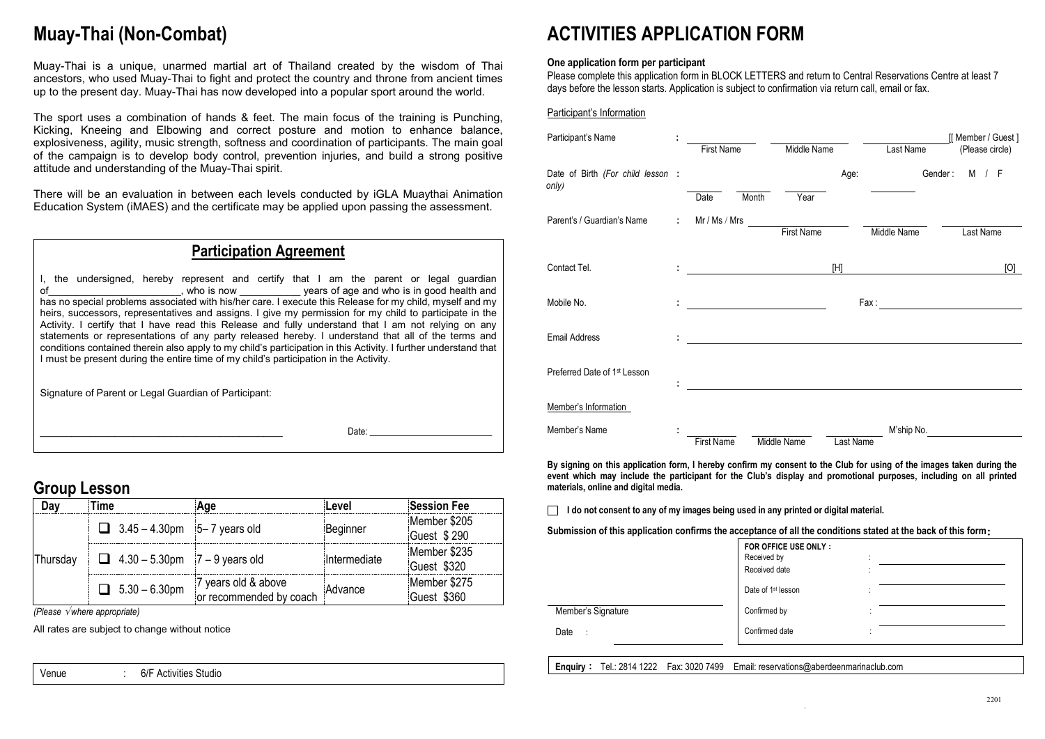# Muay-Thai (Non-Combat)

Muay-Thai is a unique, unarmed martial art of Thailand created by the wisdom of Thai ancestors, who used Muay-Thai to fight and protect the country and throne from ancient times up to the present day. Muay-Thai has now developed into a popular sport around the world.

The sport uses a combination of hands & feet. The main focus of the training is Punching, Kicking, Kneeing and Elbowing and correct posture and motion to enhance balance, explosiveness, agility, music strength, softness and coordination of participants. The main goal of the campaign is to develop body control, prevention injuries, and build a strong positive attitude and understanding of the Muay-Thai spirit.

There will be an evaluation in between each levels conducted by iGLA Muaythai Animation Education System (iMAES) and the certificate may be applied upon passing the assessment.

## Participation Agreement

I, the undersigned, hereby represent and certify that I am the parent or legal guardian of________________________, who is now ___________ years of age and who is in good health and has no special problems associated with his/her care. I execute this Release for my child, myself and my heirs, successors, representatives and assigns. I give my permission for my child to participate in the Activity. I certify that I have read this Release and fully understand that I am not relying on any statements or representations of any party released hereby. I understand that all of the terms and conditions contained therein also apply to my child's participation in this Activity. I further understand that I must be present during the entire time of my child's participation in the Activity.

Signature of Parent or Legal Guardian of Participant:

_____________________________________________ Date: ________________________

## Group Lesson

| Day | Time | Age | Level | Session Fee |
|---|---|---|---|---|
| Thursday | ❑ 3.45 – 4.30pm | 5– 7 years old | Beginner | Member $205<br>Guest $ 290 |
| | ❑ 4.30 – 5.30pm | 7 – 9 years old | Intermediate | Member $235<br>Guest $320 |
| | ❑ 5.30 – 6.30pm | 7 years old & above or recommended by coach | Advance | Member $275<br>Guest $360 |

*(Please √ where appropriate)*

All rates are subject to change without notice

Venue : 6/F Activities Studio

# ACTIVITIES APPLICATION FORM

**One application form per participant**

Please complete this application form in BLOCK LETTERS and return to Central Reservations Centre at least 7 days before the lesson starts. Application is subject to confirmation via return call, email or fax.

Participant's Information

Participant's Name : ____________ First Name ____________ Middle Name ____________ Last Name [[ Member / Guest ] (Please circle)

Date of Birth *(For child lesson only)* : ______ Date ______ Month ______ Year Age: ______ Gender : M / F

Parent's / Guardian's Name : Mr / Ms / Mrs ____________ First Name ____________ Middle Name ____________ Last Name

Contact Tel. : ____________________ [H] ____________________ [O]

Mobile No. : ____________________ Fax : ____________________

Email Address : ________________________________________

Preferred Date of 1st Lesson : ________________________________________

Member's Information

Member's Name : ____________ First Name ____________ Middle Name ____________ Last Name M'ship No. ____________

**By signing on this application form, I hereby confirm my consent to the Club for using of the images taken during the event which may include the participant for the Club's display and promotional purposes, including on all printed materials, online and digital media.**

☐ **I do not consent to any of my images being used in any printed or digital material.**

**Submission of this application confirms the acceptance of all the conditions stated at the back of this form:**

____________________
Member's Signature

Date : ____________________

**FOR OFFICE USE ONLY :**
Received by : ____________________
Received date : ____________________
Date of 1st lesson : ____________________
Confirmed by : ____________________
Confirmed date : ____________________

**Enquiry :** Tel.: 2814 1222 Fax: 3020 7499 Email: reservations@aberdeenmarinaclub.com

2201